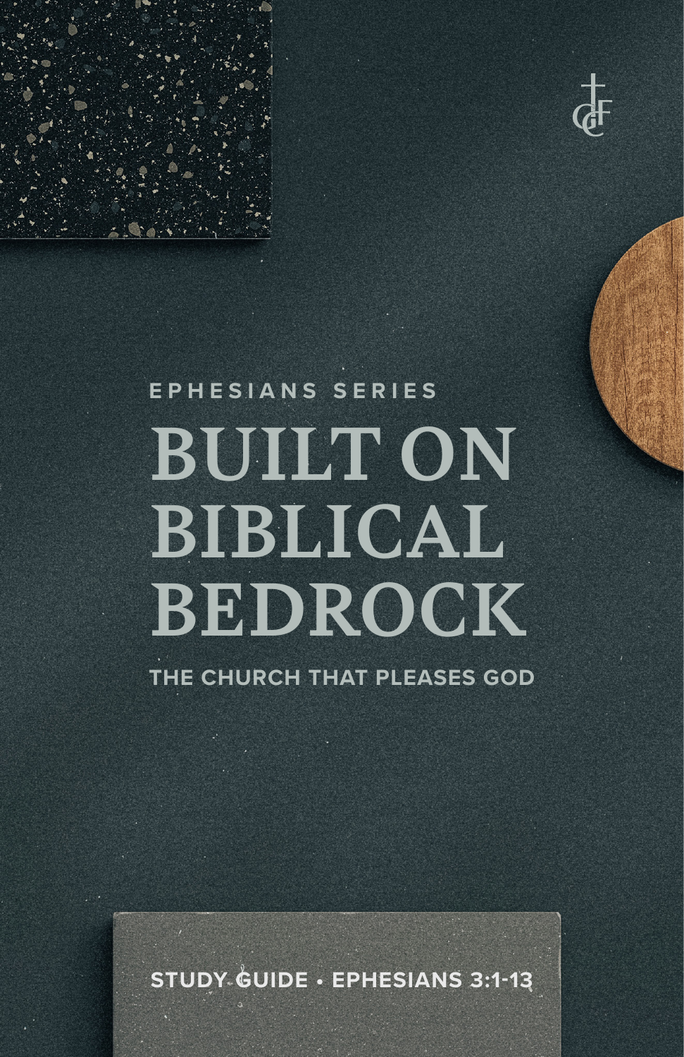EPHESIANS SERIES

# BUILT ON BIBLICAL BEDROCK

## THE CHURCH THAT PLEASES GOD

STUDY GUIDE • EPHESIANS 3:1-13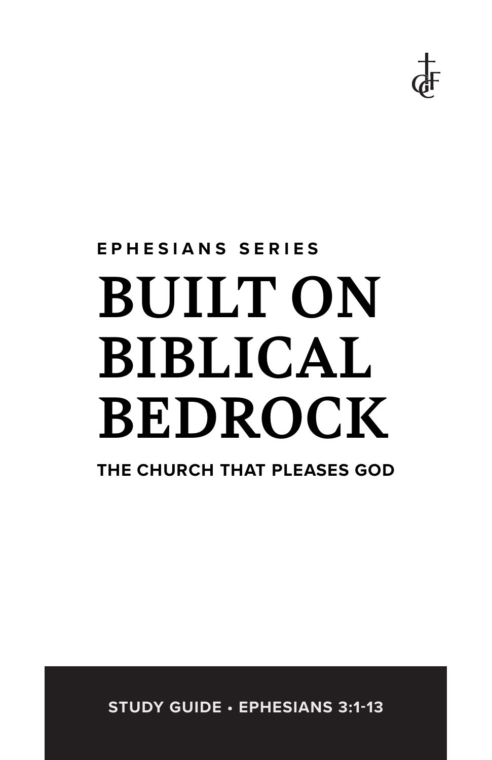**EPHESIANS SERIES**

# BUILT ON BIBLICAL BEDROCK

**THE CHURCH THAT PLEASES GOD**

**STUDY GUIDE • EPHESIANS 3:1-13**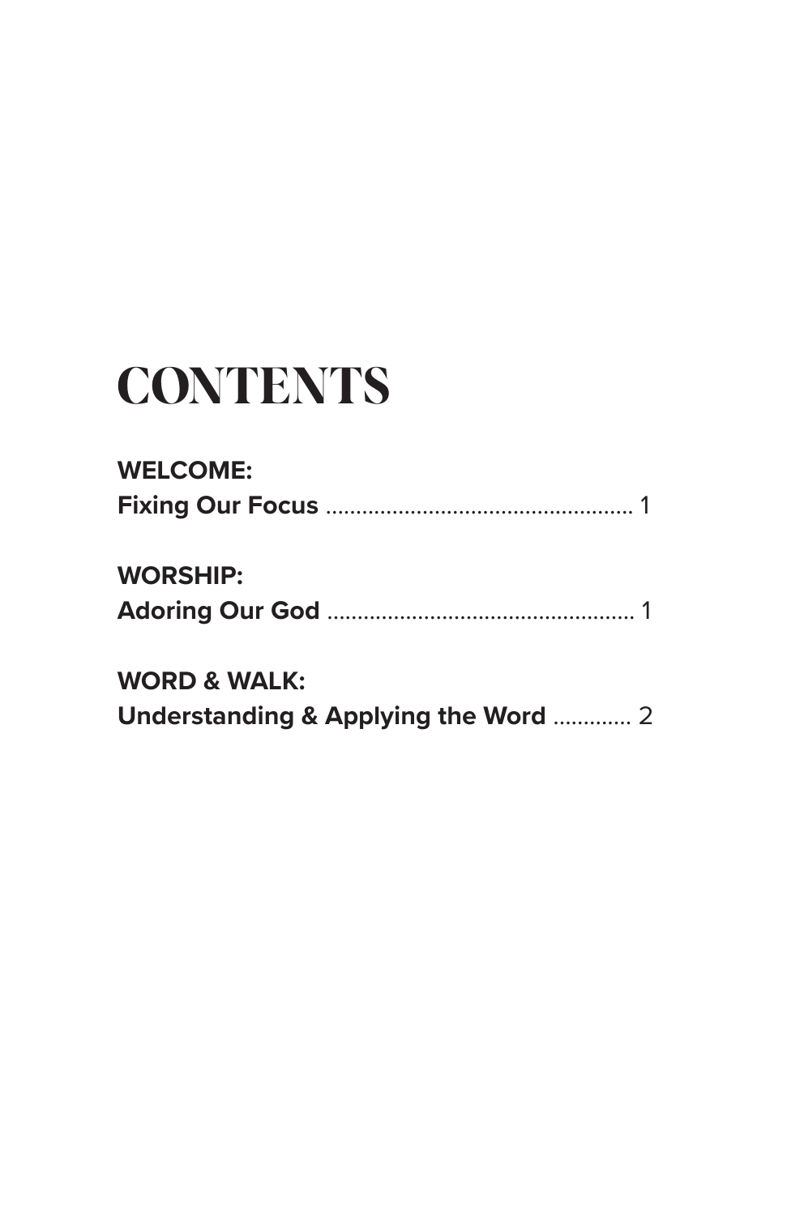# CONTENTS

**WELCOME:**
**Fixing Our Focus** .................................................... 1

**WORSHIP:**
**Adoring Our God** .................................................... 1

**WORD & WALK:**
**Understanding & Applying the Word** ............. 2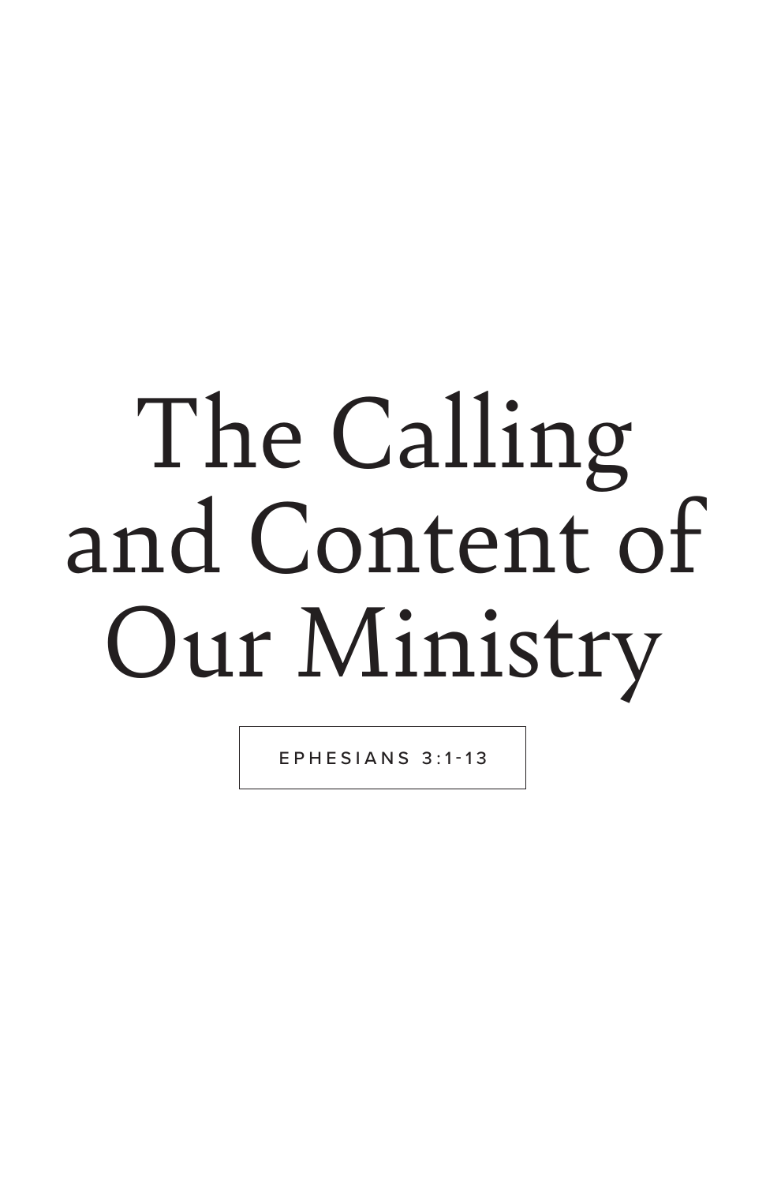# The Calling and Content of Our Ministry

EPHESIANS 3:1-13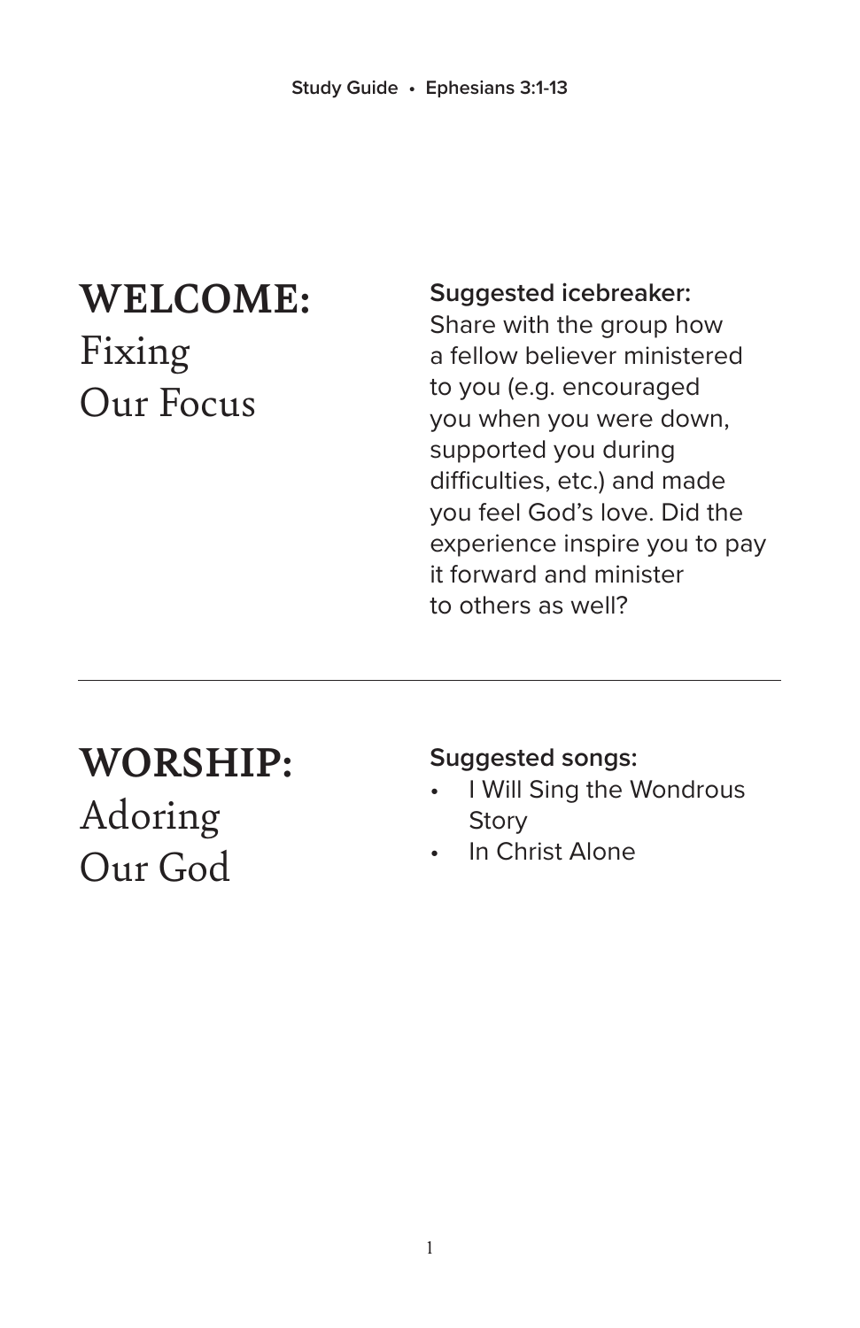## WELCOME: Fixing Our Focus

**Suggested icebreaker:**
Share with the group how a fellow believer ministered to you (e.g. encouraged you when you were down, supported you during difficulties, etc.) and made you feel God's love. Did the experience inspire you to pay it forward and minister to others as well?

---

## WORSHIP: Adoring Our God

**Suggested songs:**

- I Will Sing the Wondrous Story
- In Christ Alone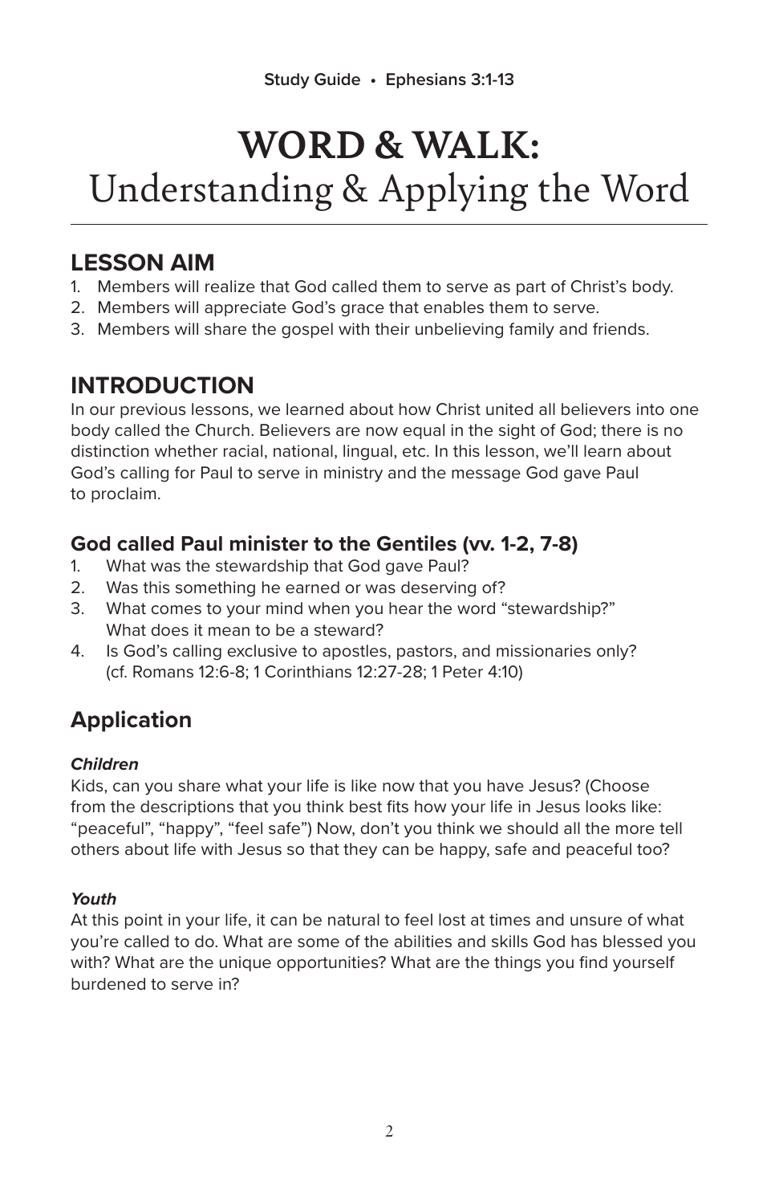**Study Guide • Ephesians 3:1-13**

# WORD & WALK:
Understanding & Applying the Word

## LESSON AIM

1. Members will realize that God called them to serve as part of Christ's body.
2. Members will appreciate God's grace that enables them to serve.
3. Members will share the gospel with their unbelieving family and friends.

## INTRODUCTION

In our previous lessons, we learned about how Christ united all believers into one body called the Church. Believers are now equal in the sight of God; there is no distinction whether racial, national, lingual, etc. In this lesson, we'll learn about God's calling for Paul to serve in ministry and the message God gave Paul to proclaim.

### God called Paul minister to the Gentiles (vv. 1-2, 7-8)

1. What was the stewardship that God gave Paul?
2. Was this something he earned or was deserving of?
3. What comes to your mind when you hear the word "stewardship?" What does it mean to be a steward?
4. Is God's calling exclusive to apostles, pastors, and missionaries only? (cf. Romans 12:6-8; 1 Corinthians 12:27-28; 1 Peter 4:10)

## Application

***Children***

Kids, can you share what your life is like now that you have Jesus? (Choose from the descriptions that you think best fits how your life in Jesus looks like: "peaceful", "happy", "feel safe") Now, don't you think we should all the more tell others about life with Jesus so that they can be happy, safe and peaceful too?

***Youth***

At this point in your life, it can be natural to feel lost at times and unsure of what you're called to do. What are some of the abilities and skills God has blessed you with? What are the unique opportunities? What are the things you find yourself burdened to serve in?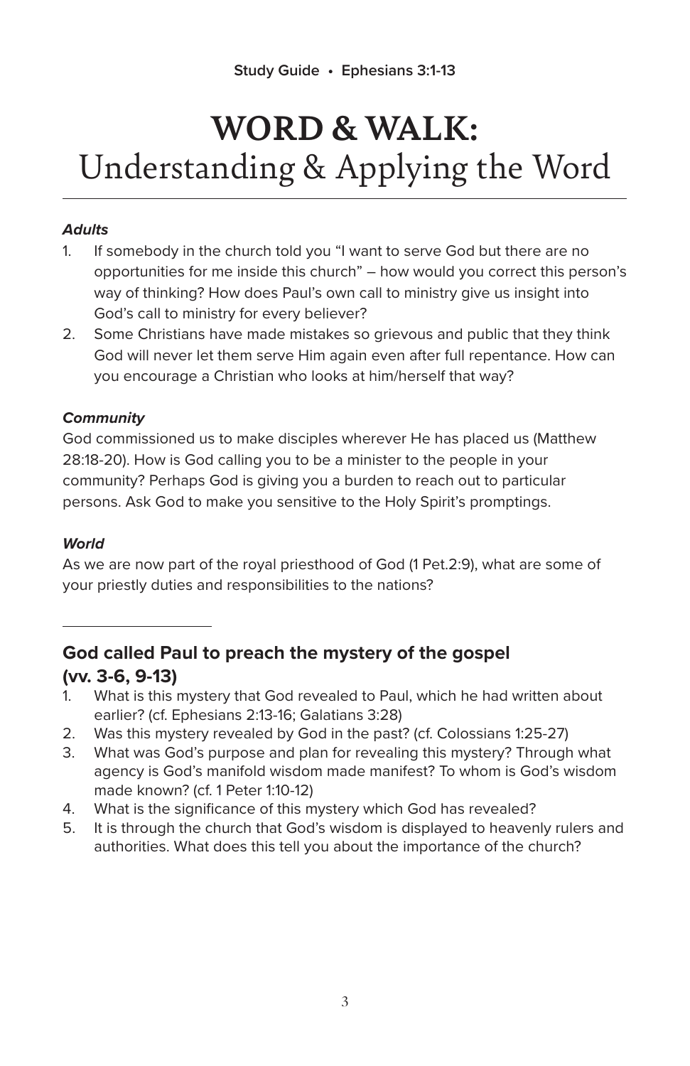Study Guide • Ephesians 3:1-13

# WORD & WALK:
# Understanding & Applying the Word

***Adults***

1. If somebody in the church told you "I want to serve God but there are no opportunities for me inside this church" – how would you correct this person's way of thinking? How does Paul's own call to ministry give us insight into God's call to ministry for every believer?
2. Some Christians have made mistakes so grievous and public that they think God will never let them serve Him again even after full repentance. How can you encourage a Christian who looks at him/herself that way?

***Community***

God commissioned us to make disciples wherever He has placed us (Matthew 28:18-20). How is God calling you to be a minister to the people in your community? Perhaps God is giving you a burden to reach out to particular persons. Ask God to make you sensitive to the Holy Spirit's promptings.

***World***

As we are now part of the royal priesthood of God (1 Pet.2:9), what are some of your priestly duties and responsibilities to the nations?

---

## God called Paul to preach the mystery of the gospel (vv. 3-6, 9-13)

1. What is this mystery that God revealed to Paul, which he had written about earlier? (cf. Ephesians 2:13-16; Galatians 3:28)
2. Was this mystery revealed by God in the past? (cf. Colossians 1:25-27)
3. What was God's purpose and plan for revealing this mystery? Through what agency is God's manifold wisdom made manifest? To whom is God's wisdom made known? (cf. 1 Peter 1:10-12)
4. What is the significance of this mystery which God has revealed?
5. It is through the church that God's wisdom is displayed to heavenly rulers and authorities. What does this tell you about the importance of the church?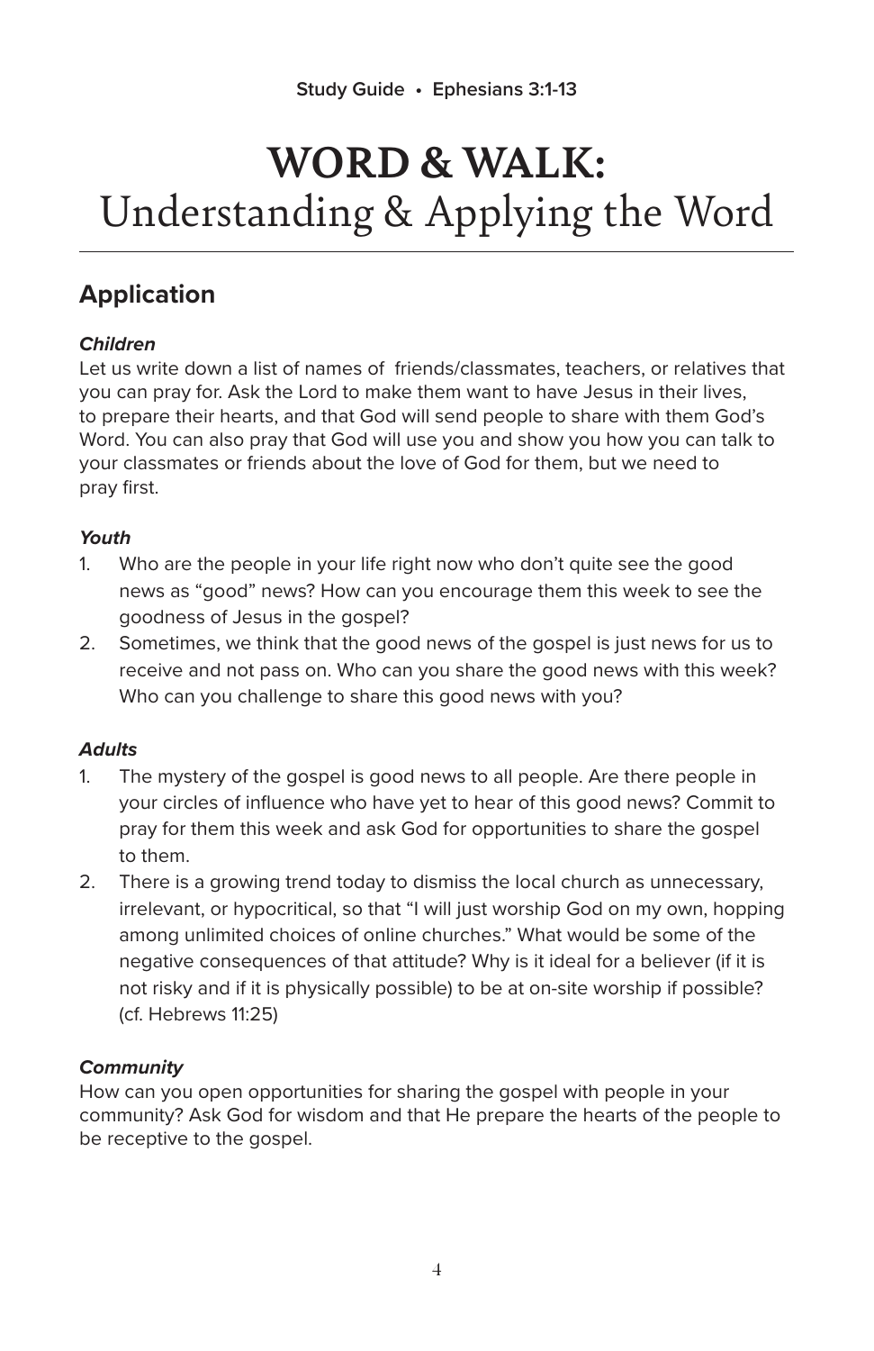# WORD & WALK: Understanding & Applying the Word

## Application

***Children***

Let us write down a list of names of friends/classmates, teachers, or relatives that you can pray for. Ask the Lord to make them want to have Jesus in their lives, to prepare their hearts, and that God will send people to share with them God's Word. You can also pray that God will use you and show you how you can talk to your classmates or friends about the love of God for them, but we need to pray first.

***Youth***

1. Who are the people in your life right now who don't quite see the good news as "good" news? How can you encourage them this week to see the goodness of Jesus in the gospel?
2. Sometimes, we think that the good news of the gospel is just news for us to receive and not pass on. Who can you share the good news with this week? Who can you challenge to share this good news with you?

***Adults***

1. The mystery of the gospel is good news to all people. Are there people in your circles of influence who have yet to hear of this good news? Commit to pray for them this week and ask God for opportunities to share the gospel to them.
2. There is a growing trend today to dismiss the local church as unnecessary, irrelevant, or hypocritical, so that "I will just worship God on my own, hopping among unlimited choices of online churches." What would be some of the negative consequences of that attitude? Why is it ideal for a believer (if it is not risky and if it is physically possible) to be at on-site worship if possible? (cf. Hebrews 11:25)

***Community***

How can you open opportunities for sharing the gospel with people in your community? Ask God for wisdom and that He prepare the hearts of the people to be receptive to the gospel.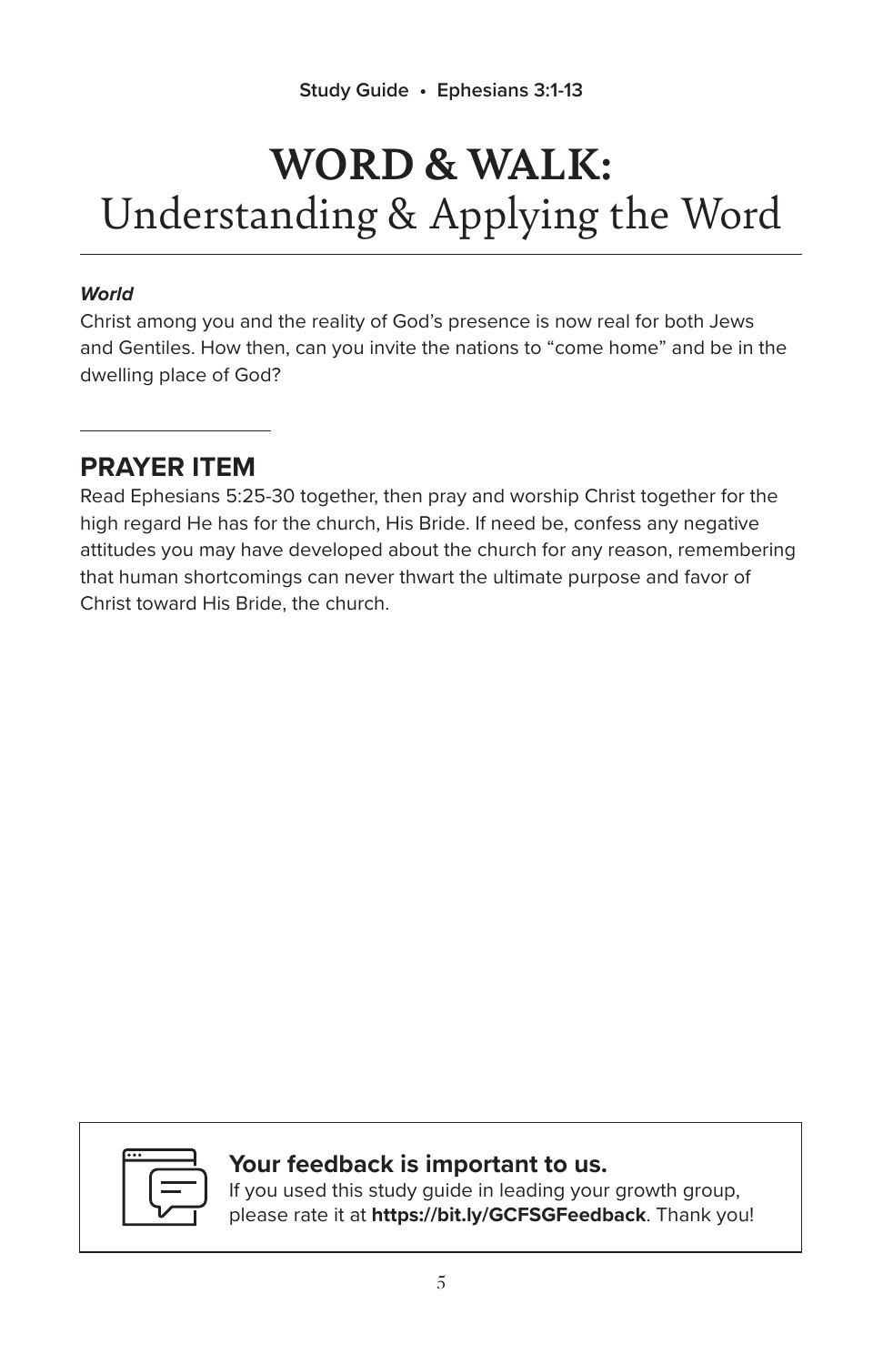# WORD & WALK: Understanding & Applying the Word

***World***

Christ among you and the reality of God's presence is now real for both Jews and Gentiles. How then, can you invite the nations to "come home" and be in the dwelling place of God?

## PRAYER ITEM

Read Ephesians 5:25-30 together, then pray and worship Christ together for the high regard He has for the church, His Bride. If need be, confess any negative attitudes you may have developed about the church for any reason, remembering that human shortcomings can never thwart the ultimate purpose and favor of Christ toward His Bride, the church.

**Your feedback is important to us.**

If you used this study guide in leading your growth group, please rate it at **https://bit.ly/GCFSGFeedback**. Thank you!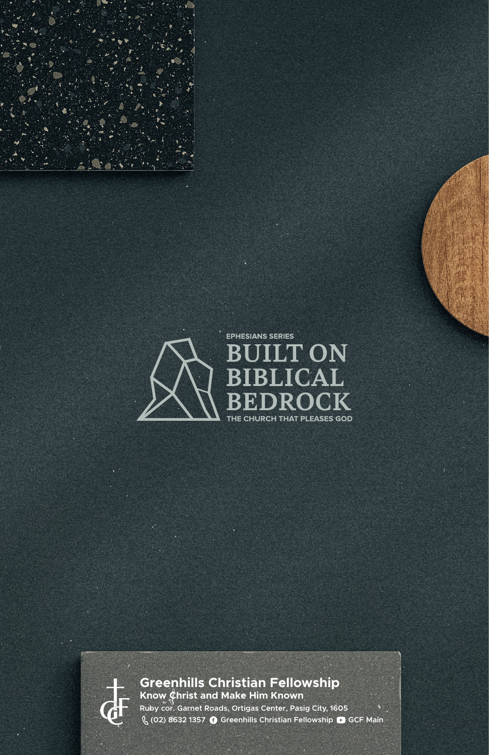EPHESIANS SERIES

# BUILT ON BIBLICAL BEDROCK

THE CHURCH THAT PLEASES GOD

**Greenhills Christian Fellowship**

**Know Christ and Make Him Known**

Ruby cor. Garnet Roads, Ortigas Center, Pasig City, 1605

(02) 8632 1357 Greenhills Christian Fellowship GCF Main